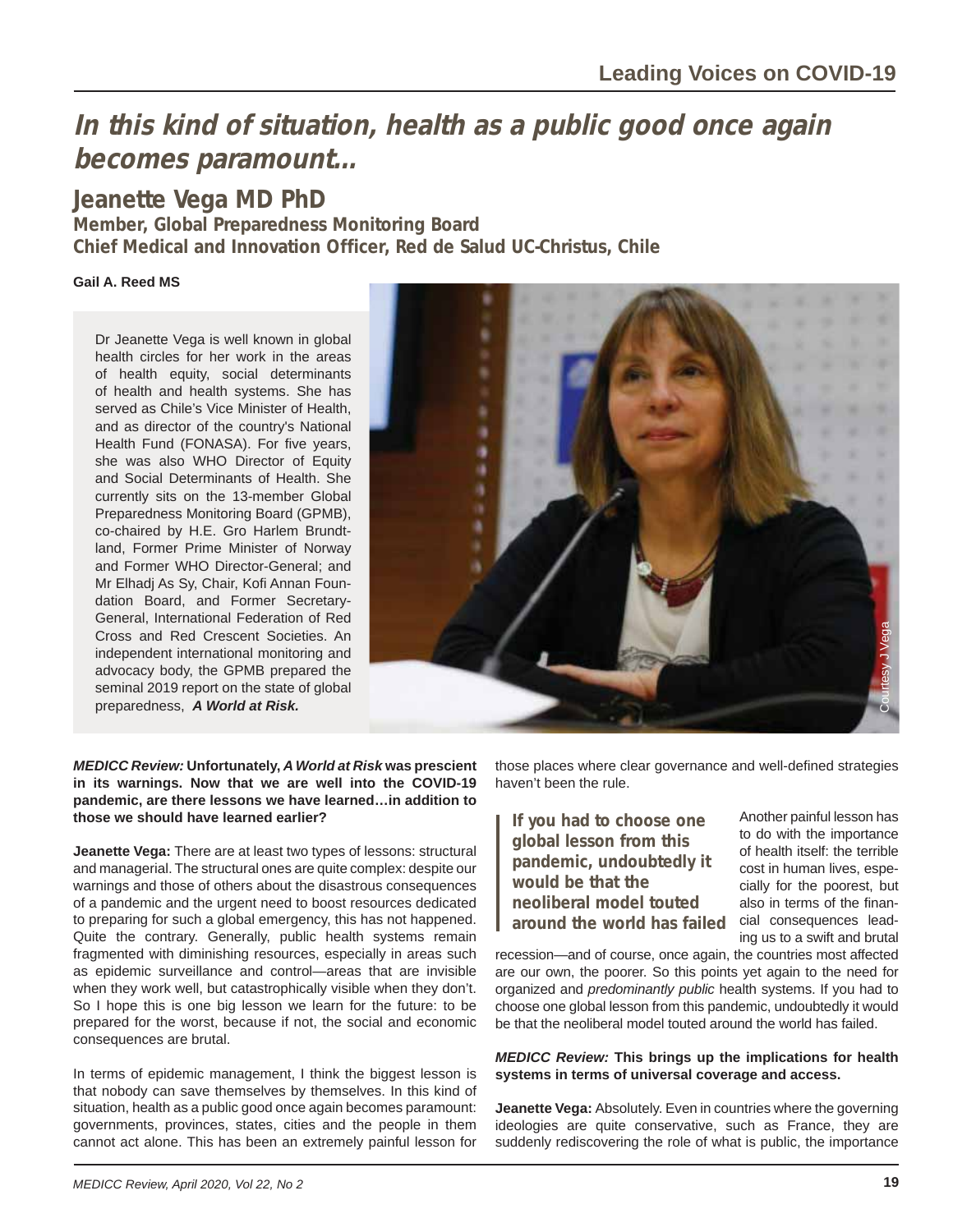# In this kind of situation, health as a public good once again becomes paramount...

## Jeanette Vega MD PhD

**Member, Global Preparedness Monitoring Board**
**Chief Medical and Innovation Officer, Red de Salud UC-Christus, Chile**

**Gail A. Reed MS**

Dr Jeanette Vega is well known in global health circles for her work in the areas of health equity, social determinants of health and health systems. She has served as Chile's Vice Minister of Health, and as director of the country's National Health Fund (FONASA). For five years, she was also WHO Director of Equity and Social Determinants of Health. She currently sits on the 13-member Global Preparedness Monitoring Board (GPMB), co-chaired by H.E. Gro Harlem Brundtland, Former Prime Minister of Norway and Former WHO Director-General; and Mr Elhadj As Sy, Chair, Kofi Annan Foundation Board, and Former Secretary-General, International Federation of Red Cross and Red Crescent Societies. An independent international monitoring and advocacy body, the GPMB prepared the seminal 2019 report on the state of global preparedness, ***A World at Risk.***

Courtesy J Vega

***MEDICC Review:*** **Unfortunately, *A World at Risk* was prescient in its warnings. Now that we are well into the COVID-19 pandemic, are there lessons we have learned…in addition to those we should have learned earlier?**

**Jeanette Vega:** There are at least two types of lessons: structural and managerial. The structural ones are quite complex: despite our warnings and those of others about the disastrous consequences of a pandemic and the urgent need to boost resources dedicated to preparing for such a global emergency, this has not happened. Quite the contrary. Generally, public health systems remain fragmented with diminishing resources, especially in areas such as epidemic surveillance and control—areas that are invisible when they work well, but catastrophically visible when they don't. So I hope this is one big lesson we learn for the future: to be prepared for the worst, because if not, the social and economic consequences are brutal.

In terms of epidemic management, I think the biggest lesson is that nobody can save themselves by themselves. In this kind of situation, health as a public good once again becomes paramount: governments, provinces, states, cities and the people in them cannot act alone. This has been an extremely painful lesson for those places where clear governance and well-defined strategies haven't been the rule.

> **If you had to choose one global lesson from this pandemic, undoubtedly it would be that the neoliberal model touted around the world has failed**

Another painful lesson has to do with the importance of health itself: the terrible cost in human lives, especially for the poorest, but also in terms of the financial consequences leading us to a swift and brutal recession—and of course, once again, the countries most affected are our own, the poorer. So this points yet again to the need for organized and *predominantly public* health systems. If you had to choose one global lesson from this pandemic, undoubtedly it would be that the neoliberal model touted around the world has failed.

***MEDICC Review:*** **This brings up the implications for health systems in terms of universal coverage and access.**

**Jeanette Vega:** Absolutely. Even in countries where the governing ideologies are quite conservative, such as France, they are suddenly rediscovering the role of what is public, the importance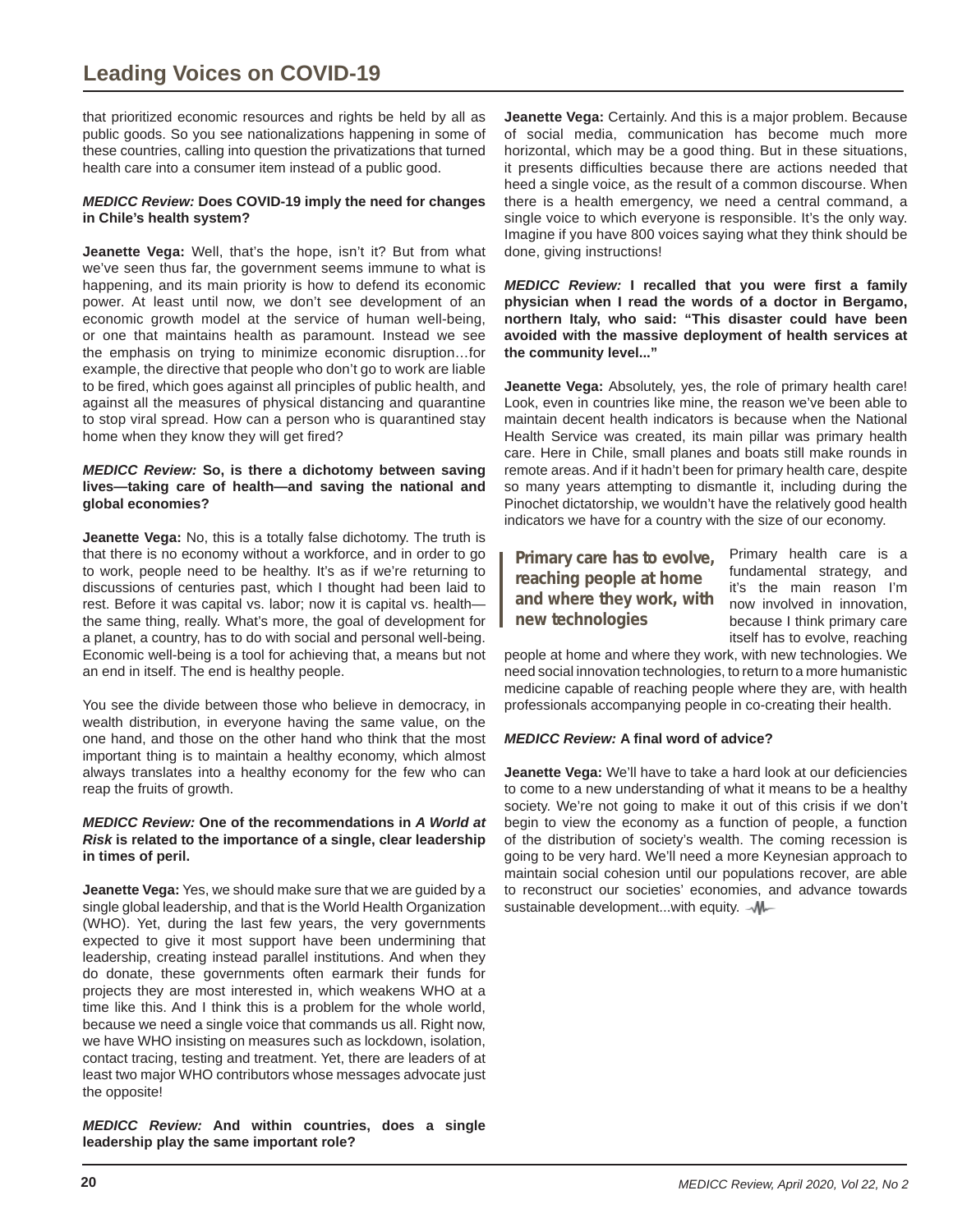that prioritized economic resources and rights be held by all as public goods. So you see nationalizations happening in some of these countries, calling into question the privatizations that turned health care into a consumer item instead of a public good.

***MEDICC Review:*** **Does COVID-19 imply the need for changes in Chile's health system?**

**Jeanette Vega:** Well, that's the hope, isn't it? But from what we've seen thus far, the government seems immune to what is happening, and its main priority is how to defend its economic power. At least until now, we don't see development of an economic growth model at the service of human well-being, or one that maintains health as paramount. Instead we see the emphasis on trying to minimize economic disruption…for example, the directive that people who don't go to work are liable to be fired, which goes against all principles of public health, and against all the measures of physical distancing and quarantine to stop viral spread. How can a person who is quarantined stay home when they know they will get fired?

***MEDICC Review:*** **So, is there a dichotomy between saving lives—taking care of health—and saving the national and global economies?**

**Jeanette Vega:** No, this is a totally false dichotomy. The truth is that there is no economy without a workforce, and in order to go to work, people need to be healthy. It's as if we're returning to discussions of centuries past, which I thought had been laid to rest. Before it was capital vs. labor; now it is capital vs. health—the same thing, really. What's more, the goal of development for a planet, a country, has to do with social and personal well-being. Economic well-being is a tool for achieving that, a means but not an end in itself. The end is healthy people.

You see the divide between those who believe in democracy, in wealth distribution, in everyone having the same value, on the one hand, and those on the other hand who think that the most important thing is to maintain a healthy economy, which almost always translates into a healthy economy for the few who can reap the fruits of growth.

***MEDICC Review:*** **One of the recommendations in *A World at Risk* is related to the importance of a single, clear leadership in times of peril.**

**Jeanette Vega:** Yes, we should make sure that we are guided by a single global leadership, and that is the World Health Organization (WHO). Yet, during the last few years, the very governments expected to give it most support have been undermining that leadership, creating instead parallel institutions. And when they do donate, these governments often earmark their funds for projects they are most interested in, which weakens WHO at a time like this. And I think this is a problem for the whole world, because we need a single voice that commands us all. Right now, we have WHO insisting on measures such as lockdown, isolation, contact tracing, testing and treatment. Yet, there are leaders of at least two major WHO contributors whose messages advocate just the opposite!

***MEDICC Review:*** **And within countries, does a single leadership play the same important role?**

**Jeanette Vega:** Certainly. And this is a major problem. Because of social media, communication has become much more horizontal, which may be a good thing. But in these situations, it presents difficulties because there are actions needed that heed a single voice, as the result of a common discourse. When there is a health emergency, we need a central command, a single voice to which everyone is responsible. It's the only way. Imagine if you have 800 voices saying what they think should be done, giving instructions!

***MEDICC Review:*** **I recalled that you were first a family physician when I read the words of a doctor in Bergamo, northern Italy, who said: "This disaster could have been avoided with the massive deployment of health services at the community level..."**

**Jeanette Vega:** Absolutely, yes, the role of primary health care! Look, even in countries like mine, the reason we've been able to maintain decent health indicators is because when the National Health Service was created, its main pillar was primary health care. Here in Chile, small planes and boats still make rounds in remote areas. And if it hadn't been for primary health care, despite so many years attempting to dismantle it, including during the Pinochet dictatorship, we wouldn't have the relatively good health indicators we have for a country with the size of our economy.

> **Primary care has to evolve, reaching people at home and where they work, with new technologies**

Primary health care is a fundamental strategy, and it's the main reason I'm now involved in innovation, because I think primary care itself has to evolve, reaching people at home and where they work, with new technologies. We need social innovation technologies, to return to a more humanistic medicine capable of reaching people where they are, with health professionals accompanying people in co-creating their health.

***MEDICC Review:*** **A final word of advice?**

**Jeanette Vega:** We'll have to take a hard look at our deficiencies to come to a new understanding of what it means to be a healthy society. We're not going to make it out of this crisis if we don't begin to view the economy as a function of people, a function of the distribution of society's wealth. The coming recession is going to be very hard. We'll need a more Keynesian approach to maintain social cohesion until our populations recover, are able to reconstruct our societies' economies, and advance towards sustainable development...with equity.